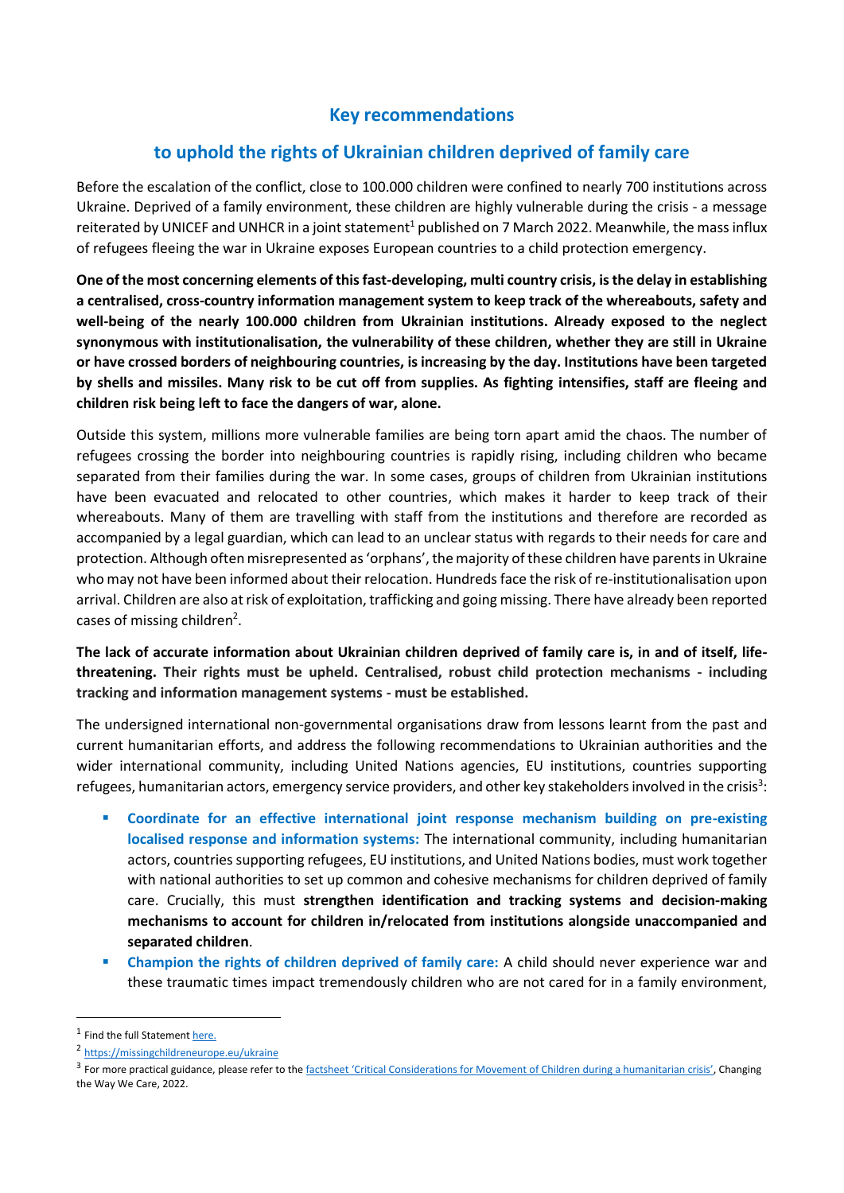# Key recommendations

## to uphold the rights of Ukrainian children deprived of family care

Before the escalation of the conflict, close to 100.000 children were confined to nearly 700 institutions across Ukraine. Deprived of a family environment, these children are highly vulnerable during the crisis - a message reiterated by UNICEF and UNHCR in a joint statement[1] published on 7 March 2022. Meanwhile, the mass influx of refugees fleeing the war in Ukraine exposes European countries to a child protection emergency.

**One of the most concerning elements of this fast-developing, multi country crisis, is the delay in establishing a centralised, cross-country information management system to keep track of the whereabouts, safety and well-being of the nearly 100.000 children from Ukrainian institutions. Already exposed to the neglect synonymous with institutionalisation, the vulnerability of these children, whether they are still in Ukraine or have crossed borders of neighbouring countries, is increasing by the day. Institutions have been targeted by shells and missiles. Many risk to be cut off from supplies. As fighting intensifies, staff are fleeing and children risk being left to face the dangers of war, alone.**

Outside this system, millions more vulnerable families are being torn apart amid the chaos. The number of refugees crossing the border into neighbouring countries is rapidly rising, including children who became separated from their families during the war. In some cases, groups of children from Ukrainian institutions have been evacuated and relocated to other countries, which makes it harder to keep track of their whereabouts. Many of them are travelling with staff from the institutions and therefore are recorded as accompanied by a legal guardian, which can lead to an unclear status with regards to their needs for care and protection. Although often misrepresented as 'orphans', the majority of these children have parents in Ukraine who may not have been informed about their relocation. Hundreds face the risk of re-institutionalisation upon arrival. Children are also at risk of exploitation, trafficking and going missing. There have already been reported cases of missing children[2].

**The lack of accurate information about Ukrainian children deprived of family care is, in and of itself, life-threatening. Their rights must be upheld. Centralised, robust child protection mechanisms - including tracking and information management systems - must be established.**

The undersigned international non-governmental organisations draw from lessons learnt from the past and current humanitarian efforts, and address the following recommendations to Ukrainian authorities and the wider international community, including United Nations agencies, EU institutions, countries supporting refugees, humanitarian actors, emergency service providers, and other key stakeholders involved in the crisis[3]:

- **Coordinate for an effective international joint response mechanism building on pre-existing localised response and information systems:** The international community, including humanitarian actors, countries supporting refugees, EU institutions, and United Nations bodies, must work together with national authorities to set up common and cohesive mechanisms for children deprived of family care. Crucially, this must **strengthen identification and tracking systems and decision-making mechanisms to account for children in/relocated from institutions alongside unaccompanied and separated children**.
- **Champion the rights of children deprived of family care:** A child should never experience war and these traumatic times impact tremendously children who are not cared for in a family environment,

---

[1] Find the full Statement here.

[2] https://missingchildreneurope.eu/ukraine

[3] For more practical guidance, please refer to the factsheet 'Critical Considerations for Movement of Children during a humanitarian crisis', Changing the Way We Care, 2022.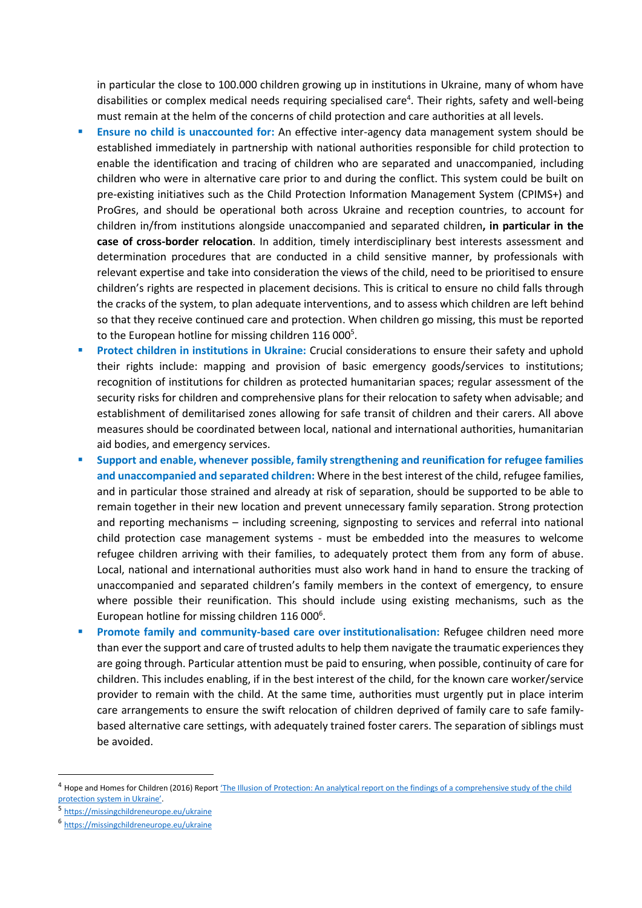in particular the close to 100.000 children growing up in institutions in Ukraine, many of whom have disabilities or complex medical needs requiring specialised care[4]. Their rights, safety and well-being must remain at the helm of the concerns of child protection and care authorities at all levels.

- **Ensure no child is unaccounted for:** An effective inter-agency data management system should be established immediately in partnership with national authorities responsible for child protection to enable the identification and tracing of children who are separated and unaccompanied, including children who were in alternative care prior to and during the conflict. This system could be built on pre-existing initiatives such as the Child Protection Information Management System (CPIMS+) and ProGres, and should be operational both across Ukraine and reception countries, to account for children in/from institutions alongside unaccompanied and separated children**, in particular in the case of cross-border relocation**. In addition, timely interdisciplinary best interests assessment and determination procedures that are conducted in a child sensitive manner, by professionals with relevant expertise and take into consideration the views of the child, need to be prioritised to ensure children's rights are respected in placement decisions. This is critical to ensure no child falls through the cracks of the system, to plan adequate interventions, and to assess which children are left behind so that they receive continued care and protection. When children go missing, this must be reported to the European hotline for missing children 116 000[5].
- **Protect children in institutions in Ukraine:** Crucial considerations to ensure their safety and uphold their rights include: mapping and provision of basic emergency goods/services to institutions; recognition of institutions for children as protected humanitarian spaces; regular assessment of the security risks for children and comprehensive plans for their relocation to safety when advisable; and establishment of demilitarised zones allowing for safe transit of children and their carers. All above measures should be coordinated between local, national and international authorities, humanitarian aid bodies, and emergency services.
- **Support and enable, whenever possible, family strengthening and reunification for refugee families and unaccompanied and separated children:** Where in the best interest of the child, refugee families, and in particular those strained and already at risk of separation, should be supported to be able to remain together in their new location and prevent unnecessary family separation. Strong protection and reporting mechanisms – including screening, signposting to services and referral into national child protection case management systems - must be embedded into the measures to welcome refugee children arriving with their families, to adequately protect them from any form of abuse. Local, national and international authorities must also work hand in hand to ensure the tracking of unaccompanied and separated children's family members in the context of emergency, to ensure where possible their reunification. This should include using existing mechanisms, such as the European hotline for missing children 116 000[6].
- **Promote family and community-based care over institutionalisation:** Refugee children need more than ever the support and care of trusted adults to help them navigate the traumatic experiences they are going through. Particular attention must be paid to ensuring, when possible, continuity of care for children. This includes enabling, if in the best interest of the child, for the known care worker/service provider to remain with the child. At the same time, authorities must urgently put in place interim care arrangements to ensure the swift relocation of children deprived of family care to safe family-based alternative care settings, with adequately trained foster carers. The separation of siblings must be avoided.

---

[4] Hope and Homes for Children (2016) Report 'The Illusion of Protection: An analytical report on the findings of a comprehensive study of the child protection system in Ukraine'.

[5] https://missingchildreneurope.eu/ukraine

[6] https://missingchildreneurope.eu/ukraine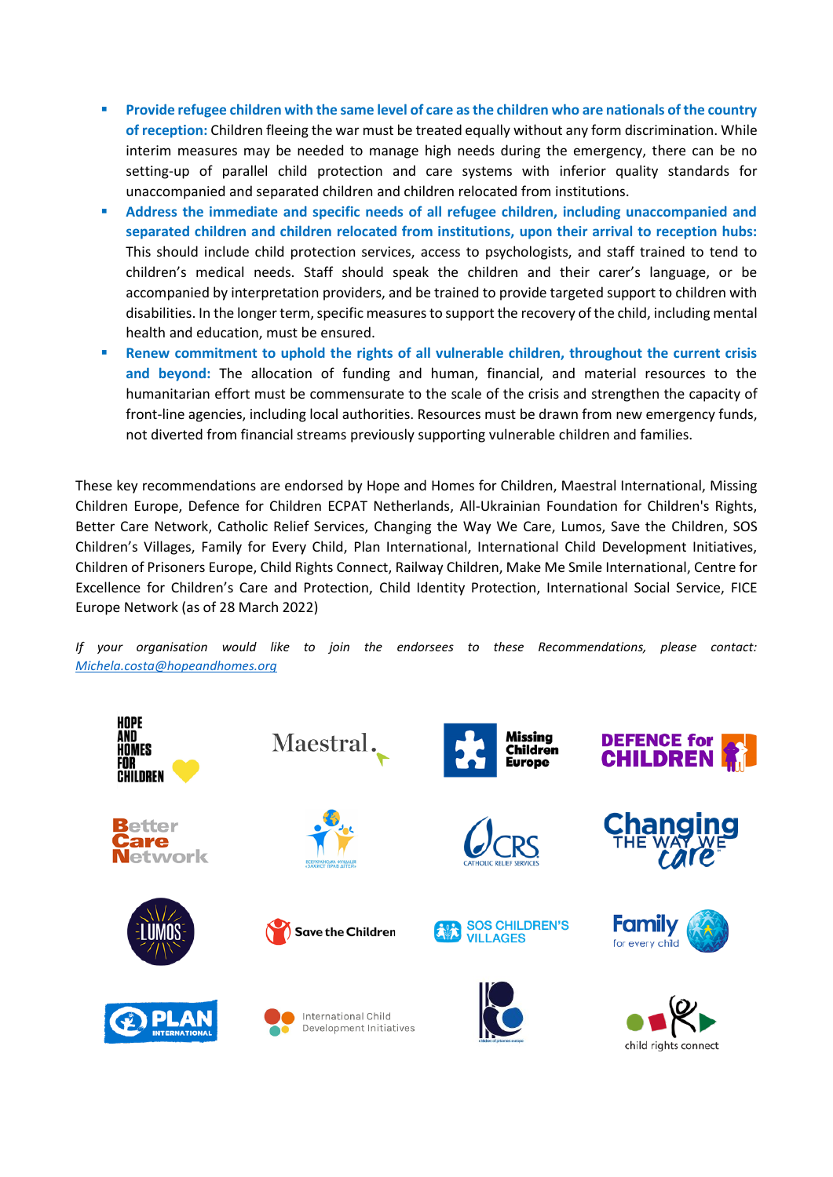- **Provide refugee children with the same level of care as the children who are nationals of the country of reception:** Children fleeing the war must be treated equally without any form discrimination. While interim measures may be needed to manage high needs during the emergency, there can be no setting-up of parallel child protection and care systems with inferior quality standards for unaccompanied and separated children and children relocated from institutions.
- **Address the immediate and specific needs of all refugee children, including unaccompanied and separated children and children relocated from institutions, upon their arrival to reception hubs:** This should include child protection services, access to psychologists, and staff trained to tend to children's medical needs. Staff should speak the children and their carer's language, or be accompanied by interpretation providers, and be trained to provide targeted support to children with disabilities. In the longer term, specific measures to support the recovery of the child, including mental health and education, must be ensured.
- **Renew commitment to uphold the rights of all vulnerable children, throughout the current crisis and beyond:** The allocation of funding and human, financial, and material resources to the humanitarian effort must be commensurate to the scale of the crisis and strengthen the capacity of front-line agencies, including local authorities. Resources must be drawn from new emergency funds, not diverted from financial streams previously supporting vulnerable children and families.

These key recommendations are endorsed by Hope and Homes for Children, Maestral International, Missing Children Europe, Defence for Children ECPAT Netherlands, All-Ukrainian Foundation for Children's Rights, Better Care Network, Catholic Relief Services, Changing the Way We Care, Lumos, Save the Children, SOS Children's Villages, Family for Every Child, Plan International, International Child Development Initiatives, Children of Prisoners Europe, Child Rights Connect, Railway Children, Make Me Smile International, Centre for Excellence for Children's Care and Protection, Child Identity Protection, International Social Service, FICE Europe Network (as of 28 March 2022)

*If your organisation would like to join the endorsees to these Recommendations, please contact:* [Michela.costa@hopeandhomes.org](mailto:Michela.costa@hopeandhomes.org)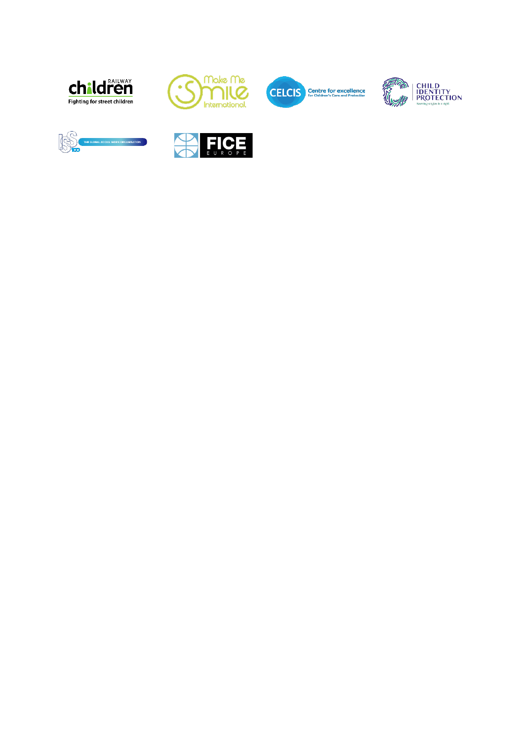RAILWAY children

Fighting for street children

Make Me Smile International

CELCIS Centre for excellence for Children's Care and Protection

CHILD IDENTITY PROTECTION

ISS THE GLOBAL SOCIAL WORK ORGANISATION

FICE EUROPE